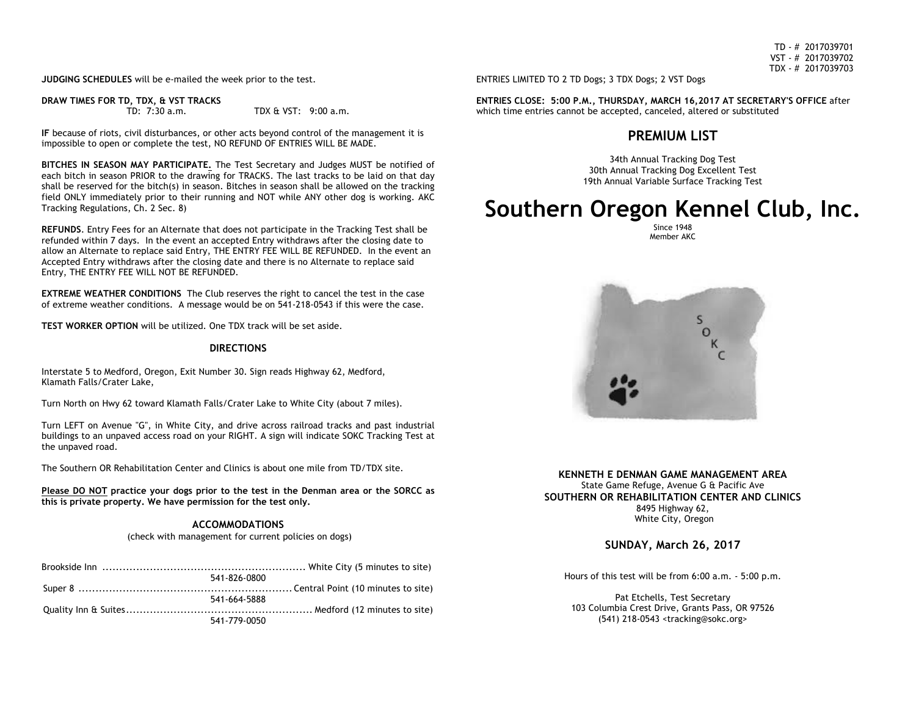**JUDGING SCHEDULES** will be e-mailed the week prior to the test.

**DRAW TIMES FOR TD, TDX, & VST TRACKS**
TD: 7:30 a.m. TDX & VST: 9:00 a.m.

**IF** because of riots, civil disturbances, or other acts beyond control of the management it is impossible to open or complete the test, NO REFUND OF ENTRIES WILL BE MADE.

**BITCHES IN SEASON MAY PARTICIPATE.** The Test Secretary and Judges MUST be notified of each bitch in season PRIOR to the drawing for TRACKS. The last tracks to be laid on that day shall be reserved for the bitch(s) in season. Bitches in season shall be allowed on the tracking field ONLY immediately prior to their running and NOT while ANY other dog is working. AKC Tracking Regulations, Ch. 2 Sec. 8)

**REFUNDS**. Entry Fees for an Alternate that does not participate in the Tracking Test shall be refunded within 7 days. In the event an accepted Entry withdraws after the closing date to allow an Alternate to replace said Entry, THE ENTRY FEE WILL BE REFUNDED. In the event an Accepted Entry withdraws after the closing date and there is no Alternate to replace said Entry, THE ENTRY FEE WILL NOT BE REFUNDED.

**EXTREME WEATHER CONDITIONS** The Club reserves the right to cancel the test in the case of extreme weather conditions. A message would be on 541-218-0543 if this were the case.

**TEST WORKER OPTION** will be utilized. One TDX track will be set aside.

### DIRECTIONS

Interstate 5 to Medford, Oregon, Exit Number 30. Sign reads Highway 62, Medford, Klamath Falls/Crater Lake,

Turn North on Hwy 62 toward Klamath Falls/Crater Lake to White City (about 7 miles).

Turn LEFT on Avenue "G", in White City, and drive across railroad tracks and past industrial buildings to an unpaved access road on your RIGHT. A sign will indicate SOKC Tracking Test at the unpaved road.

The Southern OR Rehabilitation Center and Clinics is about one mile from TD/TDX site.

**Please DO NOT practice your dogs prior to the test in the Denman area or the SORCC as this is private property. We have permission for the test only.**

### ACCOMMODATIONS

(check with management for current policies on dogs)

Brookside Inn ........ White City (5 minutes to site)
541-826-0800

Super 8 ........ Central Point (10 minutes to site)
541-664-5888

Quality Inn & Suites........ Medford (12 minutes to site)
541-779-0050

TD - # 2017039701
VST - # 2017039702
TDX - # 2017039703

ENTRIES LIMITED TO 2 TD Dogs; 3 TDX Dogs; 2 VST Dogs

**ENTRIES CLOSE: 5:00 P.M., THURSDAY, MARCH 16,2017 AT SECRETARY'S OFFICE** after which time entries cannot be accepted, canceled, altered or substituted

## PREMIUM LIST

34th Annual Tracking Dog Test
30th Annual Tracking Dog Excellent Test
19th Annual Variable Surface Tracking Test

# Southern Oregon Kennel Club, Inc.

Since 1948
Member AKC

**KENNETH E DENMAN GAME MANAGEMENT AREA**
State Game Refuge, Avenue G & Pacific Ave
**SOUTHERN OR REHABILITATION CENTER AND CLINICS**
8495 Highway 62,
White City, Oregon

### SUNDAY, March 26, 2017

Hours of this test will be from 6:00 a.m. - 5:00 p.m.

Pat Etchells, Test Secretary
103 Columbia Crest Drive, Grants Pass, OR 97526
(541) 218-0543 <tracking@sokc.org>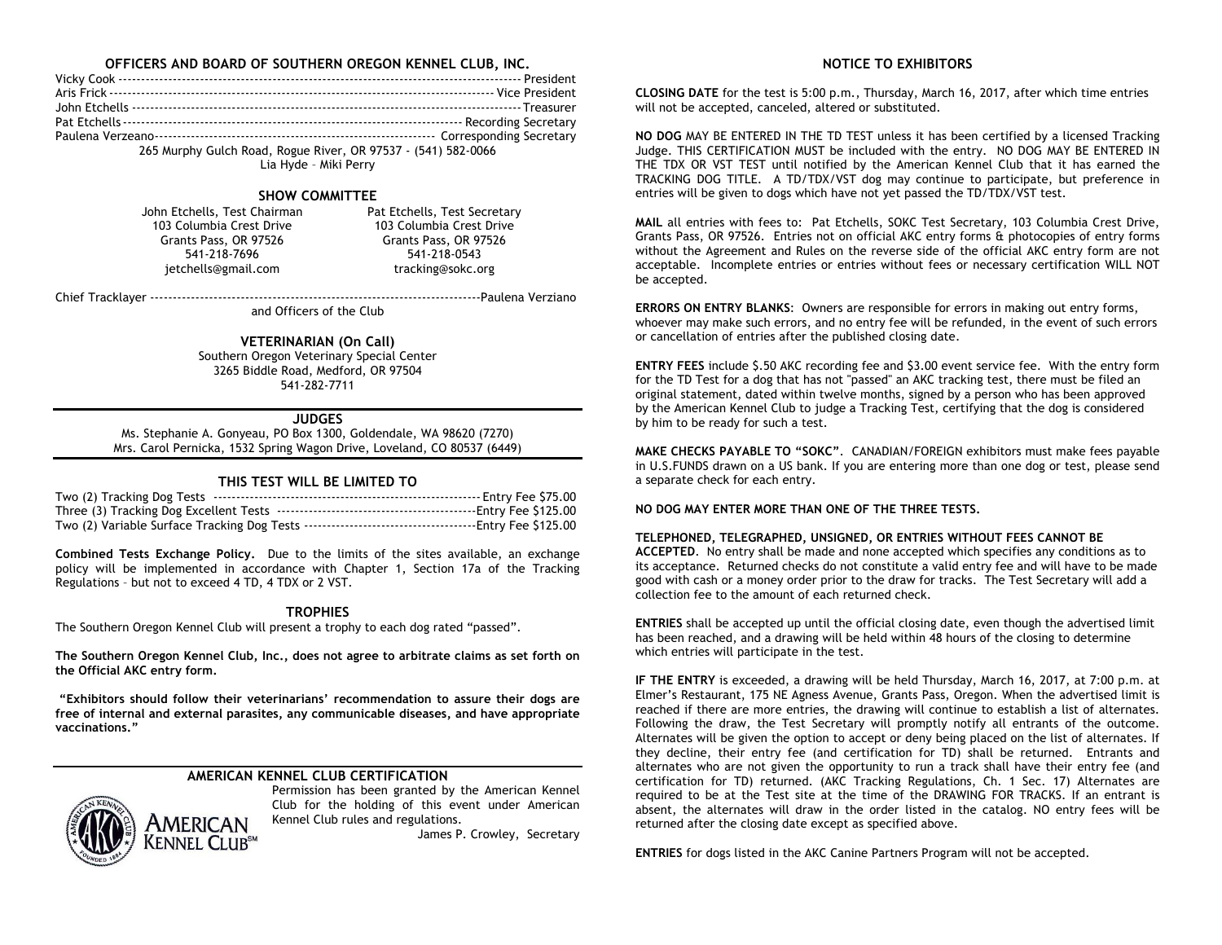## OFFICERS AND BOARD OF SOUTHERN OREGON KENNEL CLUB, INC.

Vicky Cook ---------------------------------------------------------------------------------------- President
Aris Frick ------------------------------------------------------------------------------------ Vice President
John Etchells ---------------------------------------------------------------------------------------- Treasurer
Pat Etchells ---------------------------------------------------------------------------- Recording Secretary
Paulena Verzeano------------------------------------------------------------ Corresponding Secretary

265 Murphy Gulch Road, Rogue River, OR 97537 - (541) 582-0066
Lia Hyde – Miki Perry

## SHOW COMMITTEE

John Etchells, Test Chairman
103 Columbia Crest Drive
Grants Pass, OR 97526
541-218-7696
jetchells@gmail.com

Pat Etchells, Test Secretary
103 Columbia Crest Drive
Grants Pass, OR 97526
541-218-0543
tracking@sokc.org

Chief Tracklayer ---------------------------------------------------------------------------Paulena Verziano
and Officers of the Club

### VETERINARIAN (On Call)

Southern Oregon Veterinary Special Center
3265 Biddle Road, Medford, OR 97504
541-282-7711

## JUDGES

Ms. Stephanie A. Gonyeau, PO Box 1300, Goldendale, WA 98620 (7270)
Mrs. Carol Pernicka, 1532 Spring Wagon Drive, Loveland, CO 80537 (6449)

## THIS TEST WILL BE LIMITED TO

Two (2) Tracking Dog Tests --------------------------------------------------------- Entry Fee $75.00
Three (3) Tracking Dog Excellent Tests -------------------------------------------Entry Fee $125.00
Two (2) Variable Surface Tracking Dog Tests -------------------------------------Entry Fee $125.00

**Combined Tests Exchange Policy.** Due to the limits of the sites available, an exchange policy will be implemented in accordance with Chapter 1, Section 17a of the Tracking Regulations – but not to exceed 4 TD, 4 TDX or 2 VST.

## TROPHIES

The Southern Oregon Kennel Club will present a trophy to each dog rated "passed".

**The Southern Oregon Kennel Club, Inc., does not agree to arbitrate claims as set forth on the Official AKC entry form.**

**"Exhibitors should follow their veterinarians' recommendation to assure their dogs are free of internal and external parasites, any communicable diseases, and have appropriate vaccinations."**

## AMERICAN KENNEL CLUB CERTIFICATION

Permission has been granted by the American Kennel Club for the holding of this event under American Kennel Club rules and regulations.

James P. Crowley, Secretary

## NOTICE TO EXHIBITORS

**CLOSING DATE** for the test is 5:00 p.m., Thursday, March 16, 2017, after which time entries will not be accepted, canceled, altered or substituted.

**NO DOG** MAY BE ENTERED IN THE TD TEST unless it has been certified by a licensed Tracking Judge. THIS CERTIFICATION MUST be included with the entry. NO DOG MAY BE ENTERED IN THE TDX OR VST TEST until notified by the American Kennel Club that it has earned the TRACKING DOG TITLE. A TD/TDX/VST dog may continue to participate, but preference in entries will be given to dogs which have not yet passed the TD/TDX/VST test.

**MAIL** all entries with fees to: Pat Etchells, SOKC Test Secretary, 103 Columbia Crest Drive, Grants Pass, OR 97526. Entries not on official AKC entry forms & photocopies of entry forms without the Agreement and Rules on the reverse side of the official AKC entry form are not acceptable. Incomplete entries or entries without fees or necessary certification WILL NOT be accepted.

**ERRORS ON ENTRY BLANKS**: Owners are responsible for errors in making out entry forms, whoever may make such errors, and no entry fee will be refunded, in the event of such errors or cancellation of entries after the published closing date.

**ENTRY FEES** include $.50 AKC recording fee and $3.00 event service fee. With the entry form for the TD Test for a dog that has not "passed" an AKC tracking test, there must be filed an original statement, dated within twelve months, signed by a person who has been approved by the American Kennel Club to judge a Tracking Test, certifying that the dog is considered by him to be ready for such a test.

**MAKE CHECKS PAYABLE TO "SOKC"**. CANADIAN/FOREIGN exhibitors must make fees payable in U.S.FUNDS drawn on a US bank. If you are entering more than one dog or test, please send a separate check for each entry.

**NO DOG MAY ENTER MORE THAN ONE OF THE THREE TESTS.**

**TELEPHONED, TELEGRAPHED, UNSIGNED, OR ENTRIES WITHOUT FEES CANNOT BE ACCEPTED**. No entry shall be made and none accepted which specifies any conditions as to its acceptance. Returned checks do not constitute a valid entry fee and will have to be made good with cash or a money order prior to the draw for tracks. The Test Secretary will add a collection fee to the amount of each returned check.

**ENTRIES** shall be accepted up until the official closing date, even though the advertised limit has been reached, and a drawing will be held within 48 hours of the closing to determine which entries will participate in the test.

**IF THE ENTRY** is exceeded, a drawing will be held Thursday, March 16, 2017, at 7:00 p.m. at Elmer's Restaurant, 175 NE Agness Avenue, Grants Pass, Oregon. When the advertised limit is reached if there are more entries, the drawing will continue to establish a list of alternates. Following the draw, the Test Secretary will promptly notify all entrants of the outcome. Alternates will be given the option to accept or deny being placed on the list of alternates. If they decline, their entry fee (and certification for TD) shall be returned. Entrants and alternates who are not given the opportunity to run a track shall have their entry fee (and certification for TD) returned. (AKC Tracking Regulations, Ch. 1 Sec. 17) Alternates are required to be at the Test site at the time of the DRAWING FOR TRACKS. If an entrant is absent, the alternates will draw in the order listed in the catalog. NO entry fees will be returned after the closing date except as specified above.

**ENTRIES** for dogs listed in the AKC Canine Partners Program will not be accepted.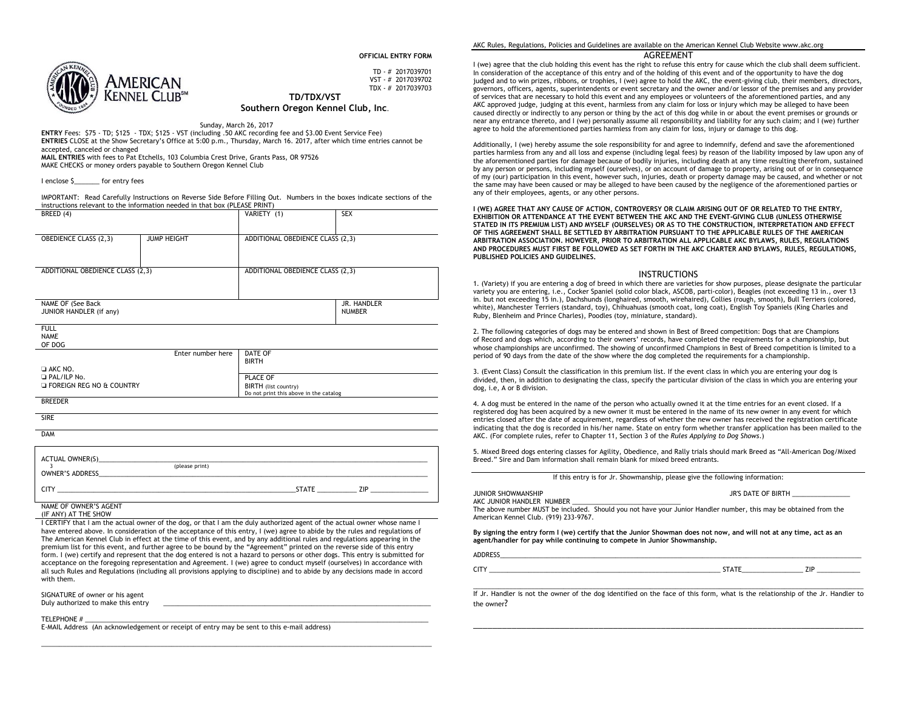**OFFICIAL ENTRY FORM**

AMERICAN KENNEL CLUB℠

TD - # 2017039701
VST - # 2017039702
TDX - # 2017039703

**TD/TDX/VST**
**Southern Oregon Kennel Club, Inc**.

Sunday, March 26, 2017

**ENTRY** Fees: $75 - TD; $125 - TDX; $125 - VST (including .50 AKC recording fee and $3.00 Event Service Fee)
**ENTRIES** CLOSE at the Show Secretary's Office at 5:00 p.m., Thursday, March 16. 2017, after which time entries cannot be accepted, canceled or changed
**MAIL ENTRIES** with fees to Pat Etchells, 103 Columbia Crest Drive, Grants Pass, OR 97526
MAKE CHECKS or money orders payable to Southern Oregon Kennel Club

I enclose $_______ for entry fees

IMPORTANT: Read Carefully Instructions on Reverse Side Before Filling Out. Numbers in the boxes indicate sections of the instructions relevant to the information needed in that box (PLEASE PRINT)

| | | | |
|---|---|---|---|
| BREED (4) | | VARIETY (1) | SEX |
| OBEDIENCE CLASS (2,3) | JUMP HEIGHT | ADDITIONAL OBEDIENCE CLASS (2,3) | |
| ADDITIONAL OBEDIENCE CLASS (2,3) | | ADDITIONAL OBEDIENCE CLASS (2,3) | |
| NAME OF (See Back JUNIOR HANDLER (if any) | | | JR. HANDLER NUMBER |
| FULL NAME OF DOG | | | |
| ❑ AKC NO. ❑ PAL/ILP No. ❑ FOREIGN REG NO & COUNTRY | Enter number here | DATE OF BIRTH | |
| | | PLACE OF BIRTH (list country) Do not print this above in the catalog | |
| BREEDER | | | |
| SIRE | | | |
| DAM | | | |

ACTUAL OWNER(S)________________________________________________
3 (please print)
OWNER'S ADDRESS________________________________________________

CITY ____________________________ STATE __________ ZIP ______________

NAME OF OWNER'S AGENT
(IF ANY) AT THE SHOW

I CERTIFY that I am the actual owner of the dog, or that I am the duly authorized agent of the actual owner whose name I have entered above. In consideration of the acceptance of this entry, I (we) agree to abide by the rules and regulations of The American Kennel Club in effect at the time of this event, and by any additional rules and regulations appearing in the premium list for this event, and further agree to be bound by the "Agreement" printed on the reverse side of this entry form. I (we) certify and represent that the dog entered is not a hazard to persons or other dogs. This entry is submitted for acceptance on the foregoing representation and Agreement. I (we) agree to conduct myself (ourselves) in accordance with all such Rules and Regulations (including all provisions applying to discipline) and to abide by any decisions made in accord with them.

SIGNATURE of owner or his agent
Duly authorized to make this entry ________________________________________________

TELEPHONE # ________________________________________________
E-MAIL Address (An acknowledgement or receipt of entry may be sent to this e-mail address)

________________________________________________

AKC Rules, Regulations, Policies and Guidelines are available on the American Kennel Club Website www.akc.org

## AGREEMENT

I (we) agree that the club holding this event has the right to refuse this entry for cause which the club shall deem sufficient. In consideration of the acceptance of this entry and of the holding of this event and of the opportunity to have the dog judged and to win prizes, ribbons, or trophies, I (we) agree to hold the AKC, the event-giving club, their members, directors, governors, officers, agents, superintendents or event secretary and the owner and/or lessor of the premises and any provider of services that are necessary to hold this event and any employees or volunteers of the aforementioned parties, and any AKC approved judge, judging at this event, harmless from any claim for loss or injury which may be alleged to have been caused directly or indirectly to any person or thing by the act of this dog while in or about the event premises or grounds or near any entrance thereto, and I (we) personally assume all responsibility and liability for any such claim; and I (we) further agree to hold the aforementioned parties harmless from any claim for loss, injury or damage to this dog.

Additionally, I (we) hereby assume the sole responsibility for and agree to indemnify, defend and save the aforementioned parties harmless from any and all loss and expense (including legal fees) by reason of the liability imposed by law upon any of the aforementioned parties for damage because of bodily injuries, including death at any time resulting therefrom, sustained by any person or persons, including myself (ourselves), or on account of damage to property, arising out of or in consequence of my (our) participation in this event, however such, injuries, death or property damage may be caused, and whether or not the same may have been caused or may be alleged to have been caused by the negligence of the aforementioned parties or any of their employees, agents, or any other persons.

**I (WE) AGREE THAT ANY CAUSE OF ACTION, CONTROVERSY OR CLAIM ARISING OUT OF OR RELATED TO THE ENTRY, EXHIBITION OR ATTENDANCE AT THE EVENT BETWEEN THE AKC AND THE EVENT-GIVING CLUB (UNLESS OTHERWISE STATED IN ITS PREMIUM LIST) AND MYSELF (OURSELVES) OR AS TO THE CONSTRUCTION, INTERPRETATION AND EFFECT OF THIS AGREEMENT SHALL BE SETTLED BY ARBITRATION PURSUANT TO THE APPLICABLE RULES OF THE AMERICAN ARBITRATION ASSOCIATION. HOWEVER, PRIOR TO ARBITRATION ALL APPLICABLE AKC BYLAWS, RULES, REGULATIONS AND PROCEDURES MUST FIRST BE FOLLOWED AS SET FORTH IN THE AKC CHARTER AND BYLAWS, RULES, REGULATIONS, PUBLISHED POLICIES AND GUIDELINES.**

## INSTRUCTIONS

1. (Variety) if you are entering a dog of breed in which there are varieties for show purposes, please designate the particular variety you are entering, i.e., Cocker Spaniel (solid color black, ASCOB, parti-color), Beagles (not exceeding 13 in., over 13 in. but not exceeding 15 in.), Dachshunds (longhaired, smooth, wirehaired), Collies (rough, smooth), Bull Terriers (colored, white), Manchester Terriers (standard, toy), Chihuahuas (smooth coat, long coat), English Toy Spaniels (King Charles and Ruby, Blenheim and Prince Charles), Poodles (toy, miniature, standard).

2. The following categories of dogs may be entered and shown in Best of Breed competition: Dogs that are Champions of Record and dogs which, according to their owners' records, have completed the requirements for a championship, but whose championships are unconfirmed. The showing of unconfirmed Champions in Best of Breed competition is limited to a period of 90 days from the date of the show where the dog completed the requirements for a championship.

3. (Event Class) Consult the classification in this premium list. If the event class in which you are entering your dog is divided, then, in addition to designating the class, specify the particular division of the class in which you are entering your dog, i.e, A or B division.

4. A dog must be entered in the name of the person who actually owned it at the time entries for an event closed. If a registered dog has been acquired by a new owner it must be entered in the name of its new owner in any event for which entries closed after the date of acquirement, regardless of whether the new owner has received the registration certificate indicating that the dog is recorded in his/her name. State on entry form whether transfer application has been mailed to the AKC. (For complete rules, refer to Chapter 11, Section 3 of the *Rules Applying to Dog Shows*.)

5. Mixed Breed dogs entering classes for Agility, Obedience, and Rally trials should mark Breed as "All-American Dog/Mixed Breed." Sire and Dam information shall remain blank for mixed breed entrants.

If this entry is for Jr. Showmanship, please give the following information:

JUNIOR SHOWMANSHIP JR'S DATE OF BIRTH _______________
AKC JUNIOR HANDLER NUMBER ____________________________
The above number MUST be included. Should you not have your Junior Handler number, this may be obtained from the American Kennel Club. (919) 233-9767.

**By signing the entry form I (we) certify that the Junior Showman does not now, and will not at any time, act as an agent/handler for pay while continuing to compete in Junior Showmanship.**

ADDRESS________________________________________________

CITY ____________________________ STATE _______________ ZIP ___________

________________________________________________

If Jr. Handler is not the owner of the dog identified on the face of this form, what is the relationship of the Jr. Handler to the owner?

________________________________________________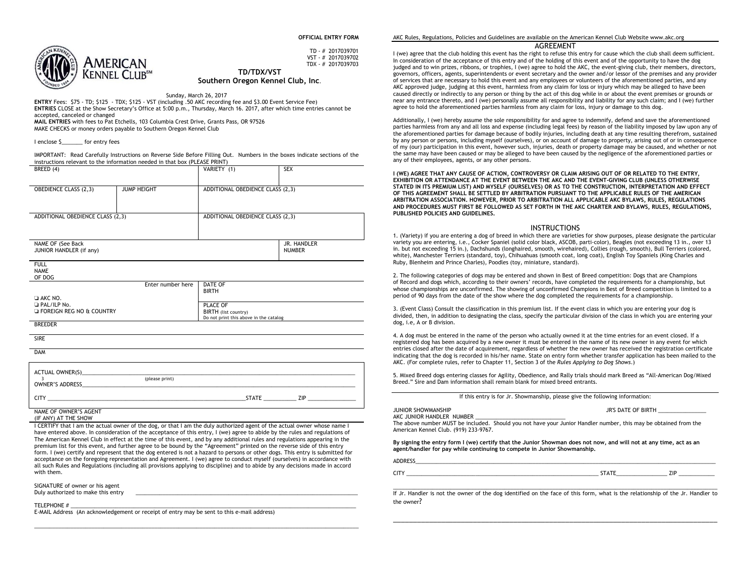**OFFICIAL ENTRY FORM**

AMERICAN KENNEL CLUB℠

TD - # 2017039701
VST - # 2017039702
TDX - # 2017039703

**TD/TDX/VST**
**Southern Oregon Kennel Club, Inc**.

Sunday, March 26, 2017

**ENTRY** Fees: $75 - TD; $125 - TDX; $125 - VST (including .50 AKC recording fee and $3.00 Event Service Fee)
**ENTRIES** CLOSE at the Show Secretary's Office at 5:00 p.m., Thursday, March 16. 2017, after which time entries cannot be accepted, canceled or changed
**MAIL ENTRIES** with fees to Pat Etchells, 103 Columbia Crest Drive, Grants Pass, OR 97526
MAKE CHECKS or money orders payable to Southern Oregon Kennel Club

I enclose $_______ for entry fees

IMPORTANT: Read Carefully Instructions on Reverse Side Before Filling Out. Numbers in the boxes indicate sections of the instructions relevant to the information needed in that box (PLEASE PRINT)

| | | | |
|---|---|---|---|
| BREED (4) | | VARIETY (1) | SEX |
| OBEDIENCE CLASS (2,3) | JUMP HEIGHT | ADDITIONAL OBEDIENCE CLASS (2,3) | |
| ADDITIONAL OBEDIENCE CLASS (2,3) | | ADDITIONAL OBEDIENCE CLASS (2,3) | |
| NAME OF (See Back JUNIOR HANDLER (if any) | | | JR. HANDLER NUMBER |

FULL NAME OF DOG

| | |
|---|---|
| Enter number here<br>❑ AKC NO.<br>❑ PAL/ILP No.<br>❑ FOREIGN REG NO & COUNTRY | DATE OF BIRTH |
| | PLACE OF BIRTH (list country)<br>Do not print this above in the catalog |

BREEDER

SIRE

DAM

ACTUAL OWNER(S)___________________________________________ (please print)

OWNER'S ADDRESS___________________________________________

CITY ___________________________________________ STATE __________ ZIP ______________

NAME OF OWNER'S AGENT
(IF ANY) AT THE SHOW

I CERTIFY that I am the actual owner of the dog, or that I am the duly authorized agent of the actual owner whose name I have entered above. In consideration of the acceptance of this entry, I (we) agree to abide by the rules and regulations of The American Kennel Club in effect at the time of this event, and by any additional rules and regulations appearing in the premium list for this event, and further agree to be bound by the "Agreement" printed on the reverse side of this entry form. I (we) certify and represent that the dog entered is not a hazard to persons or other dogs. This entry is submitted for acceptance on the foregoing representation and Agreement. I (we) agree to conduct myself (ourselves) in accordance with all such Rules and Regulations (including all provisions applying to discipline) and to abide by any decisions made in accord with them.

SIGNATURE of owner or his agent
Duly authorized to make this entry ___________________________________________

TELEPHONE # ___________________________________________

E-MAIL Address (An acknowledgement or receipt of entry may be sent to this e-mail address)

___________________________________________

AKC Rules, Regulations, Policies and Guidelines are available on the American Kennel Club Website www.akc.org

## AGREEMENT

I (we) agree that the club holding this event has the right to refuse this entry for cause which the club shall deem sufficient. In consideration of the acceptance of this entry and of the holding of this event and of the opportunity to have the dog judged and to win prizes, ribbons, or trophies, I (we) agree to hold the AKC, the event-giving club, their members, directors, governors, officers, agents, superintendents or event secretary and the owner and/or lessor of the premises and any provider of services that are necessary to hold this event and any employees or volunteers of the aforementioned parties, and any AKC approved judge, judging at this event, harmless from any claim for loss or injury which may be alleged to have been caused directly or indirectly to any person or thing by the act of this dog while in or about the event premises or grounds or near any entrance thereto, and I (we) personally assume all responsibility and liability for any such claim; and I (we) further agree to hold the aforementioned parties harmless from any claim for loss, injury or damage to this dog.

Additionally, I (we) hereby assume the sole responsibility for and agree to indemnify, defend and save the aforementioned parties harmless from any and all loss and expense (including legal fees) by reason of the liability imposed by law upon any of the aforementioned parties for damage because of bodily injuries, including death at any time resulting therefrom, sustained by any person or persons, including myself (ourselves), or on account of damage to property, arising out of or in consequence of my (our) participation in this event, however such, injuries, death or property damage may be caused, and whether or not the same may have been caused or may be alleged to have been caused by the negligence of the aforementioned parties or any of their employees, agents, or any other persons.

**I (WE) AGREE THAT ANY CAUSE OF ACTION, CONTROVERSY OR CLAIM ARISING OUT OF OR RELATED TO THE ENTRY, EXHIBITION OR ATTENDANCE AT THE EVENT BETWEEN THE AKC AND THE EVENT-GIVING CLUB (UNLESS OTHERWISE STATED IN ITS PREMIUM LIST) AND MYSELF (OURSELVES) OR AS TO THE CONSTRUCTION, INTERPRETATION AND EFFECT OF THIS AGREEMENT SHALL BE SETTLED BY ARBITRATION PURSUANT TO THE APPLICABLE RULES OF THE AMERICAN ARBITRATION ASSOCIATION. HOWEVER, PRIOR TO ARBITRATION ALL APPLICABLE AKC BYLAWS, RULES, REGULATIONS AND PROCEDURES MUST FIRST BE FOLLOWED AS SET FORTH IN THE AKC CHARTER AND BYLAWS, RULES, REGULATIONS, PUBLISHED POLICIES AND GUIDELINES.**

## INSTRUCTIONS

1. (Variety) if you are entering a dog of breed in which there are varieties for show purposes, please designate the particular variety you are entering, i.e., Cocker Spaniel (solid color black, ASCOB, parti-color), Beagles (not exceeding 13 in., over 13 in. but not exceeding 15 in.), Dachshunds (longhaired, smooth, wirehaired), Collies (rough, smooth), Bull Terriers (colored, white), Manchester Terriers (standard, toy), Chihuahuas (smooth coat, long coat), English Toy Spaniels (King Charles and Ruby, Blenheim and Prince Charles), Poodles (toy, miniature, standard).

2. The following categories of dogs may be entered and shown in Best of Breed competition: Dogs that are Champions of Record and dogs which, according to their owners' records, have completed the requirements for a championship, but whose championships are unconfirmed. The showing of unconfirmed Champions in Best of Breed competition is limited to a period of 90 days from the date of the show where the dog completed the requirements for a championship.

3. (Event Class) Consult the classification in this premium list. If the event class in which you are entering your dog is divided, then, in addition to designating the class, specify the particular division of the class in which you are entering your dog, i.e, A or B division.

4. A dog must be entered in the name of the person who actually owned it at the time entries for an event closed. If a registered dog has been acquired by a new owner it must be entered in the name of its new owner in any event for which entries closed after the date of acquirement, regardless of whether the new owner has received the registration certificate indicating that the dog is recorded in his/her name. State on entry form whether transfer application has been mailed to the AKC. (For complete rules, refer to Chapter 11, Section 3 of the *Rules Applying to Dog Shows*.)

5. Mixed Breed dogs entering classes for Agility, Obedience, and Rally trials should mark Breed as "All-American Dog/Mixed Breed." Sire and Dam information shall remain blank for mixed breed entrants.

If this entry is for Jr. Showmanship, please give the following information:

JUNIOR SHOWMANSHIP JR'S DATE OF BIRTH _______________

AKC JUNIOR HANDLER NUMBER ______________________________

The above number MUST be included. Should you not have your Junior Handler number, this may be obtained from the American Kennel Club. (919) 233-9767.

**By signing the entry form I (we) certify that the Junior Showman does not now, and will not at any time, act as an agent/handler for pay while continuing to compete in Junior Showmanship.**

ADDRESS___________________________________________

CITY ___________________________________________ STATE _______________ ZIP ___________

___________________________________________

If Jr. Handler is not the owner of the dog identified on the face of this form, what is the relationship of the Jr. Handler to the owner?

___________________________________________